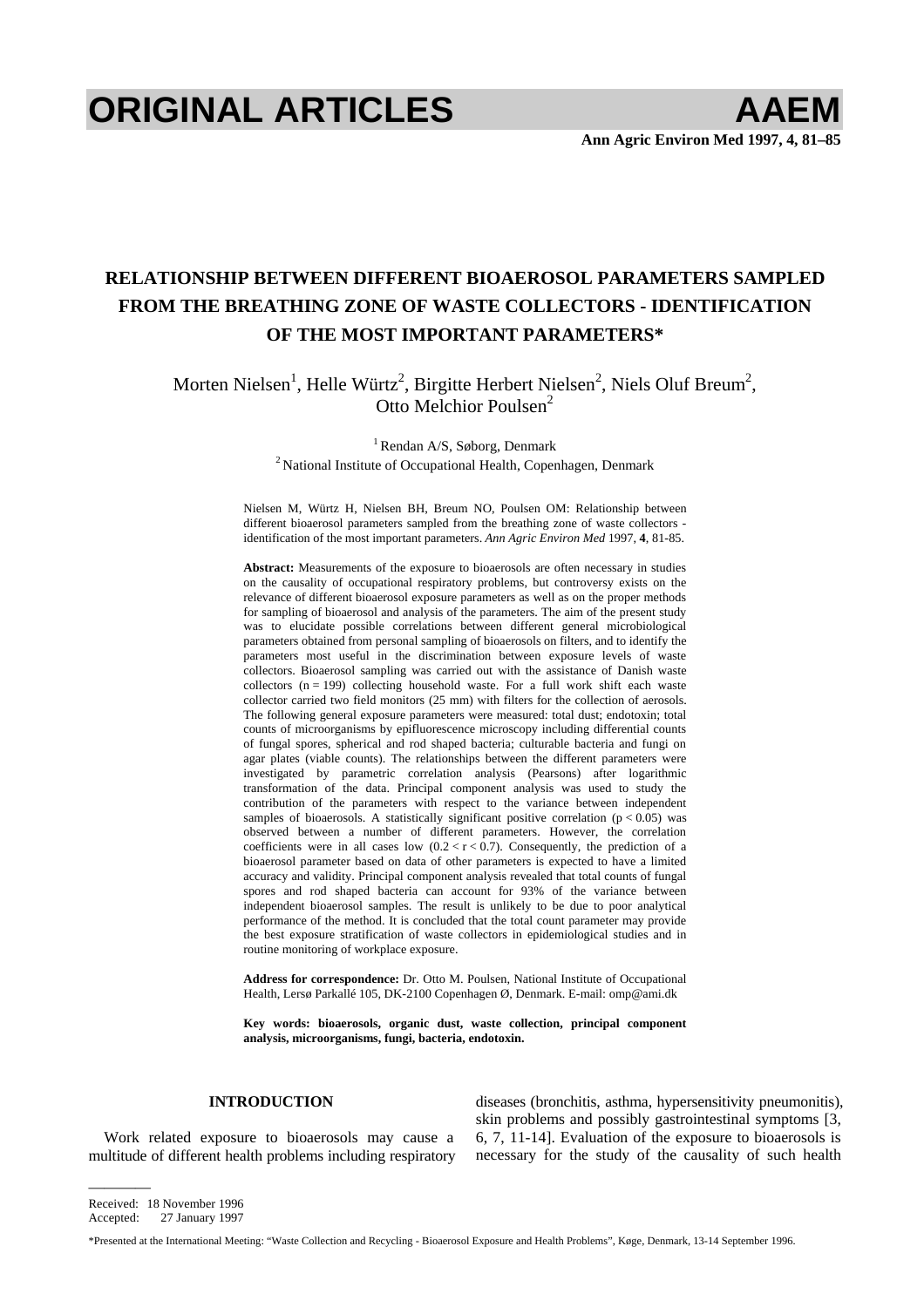# RELATIONSHIP BETWEEN DIFFERENT BIOAEROSOL PARAMETERS SAMPLED FROM THE BREATHING ZONE OF WASTE COLLECTORS - IDENTIFICATION OF THE MOST IMPORTANT PARAMETERS*

Morten Nielsen[1], Helle Würtz[2], Birgitte Herbert Nielsen[2], Niels Oluf Breum[2], Otto Melchior Poulsen[2]

[1] Rendan A/S, Søborg, Denmark
[2] National Institute of Occupational Health, Copenhagen, Denmark

Nielsen M, Würtz H, Nielsen BH, Breum NO, Poulsen OM: Relationship between different bioaerosol parameters sampled from the breathing zone of waste collectors - identification of the most important parameters. *Ann Agric Environ Med* 1997, **4**, 81-85.

**Abstract:** Measurements of the exposure to bioaerosols are often necessary in studies on the causality of occupational respiratory problems, but controversy exists on the relevance of different bioaerosol exposure parameters as well as on the proper methods for sampling of bioaerosol and analysis of the parameters. The aim of the present study was to elucidate possible correlations between different general microbiological parameters obtained from personal sampling of bioaerosols on filters, and to identify the parameters most useful in the discrimination between exposure levels of waste collectors. Bioaerosol sampling was carried out with the assistance of Danish waste collectors (n = 199) collecting household waste. For a full work shift each waste collector carried two field monitors (25 mm) with filters for the collection of aerosols. The following general exposure parameters were measured: total dust; endotoxin; total counts of microorganisms by epifluorescence microscopy including differential counts of fungal spores, spherical and rod shaped bacteria; culturable bacteria and fungi on agar plates (viable counts). The relationships between the different parameters were investigated by parametric correlation analysis (Pearsons) after logarithmic transformation of the data. Principal component analysis was used to study the contribution of the parameters with respect to the variance between independent samples of bioaerosols. A statistically significant positive correlation ($p < 0.05$) was observed between a number of different parameters. However, the correlation coefficients were in all cases low ($0.2 < r < 0.7$). Consequently, the prediction of a bioaerosol parameter based on data of other parameters is expected to have a limited accuracy and validity. Principal component analysis revealed that total counts of fungal spores and rod shaped bacteria can account for 93% of the variance between independent bioaerosol samples. The result is unlikely to be due to poor analytical performance of the method. It is concluded that the total count parameter may provide the best exposure stratification of waste collectors in epidemiological studies and in routine monitoring of workplace exposure.

**Address for correspondence:** Dr. Otto M. Poulsen, National Institute of Occupational Health, Lersø Parkallé 105, DK-2100 Copenhagen Ø, Denmark. E-mail: omp@ami.dk

**Key words: bioaerosols, organic dust, waste collection, principal component analysis, microorganisms, fungi, bacteria, endotoxin.**

## INTRODUCTION

Work related exposure to bioaerosols may cause a multitude of different health problems including respiratory diseases (bronchitis, asthma, hypersensitivity pneumonitis), skin problems and possibly gastrointestinal symptoms [3, 6, 7, 11-14]. Evaluation of the exposure to bioaerosols is necessary for the study of the causality of such health

Received: 18 November 1996
Accepted: 27 January 1997

*Presented at the International Meeting: "Waste Collection and Recycling - Bioaerosol Exposure and Health Problems", Køge, Denmark, 13-14 September 1996.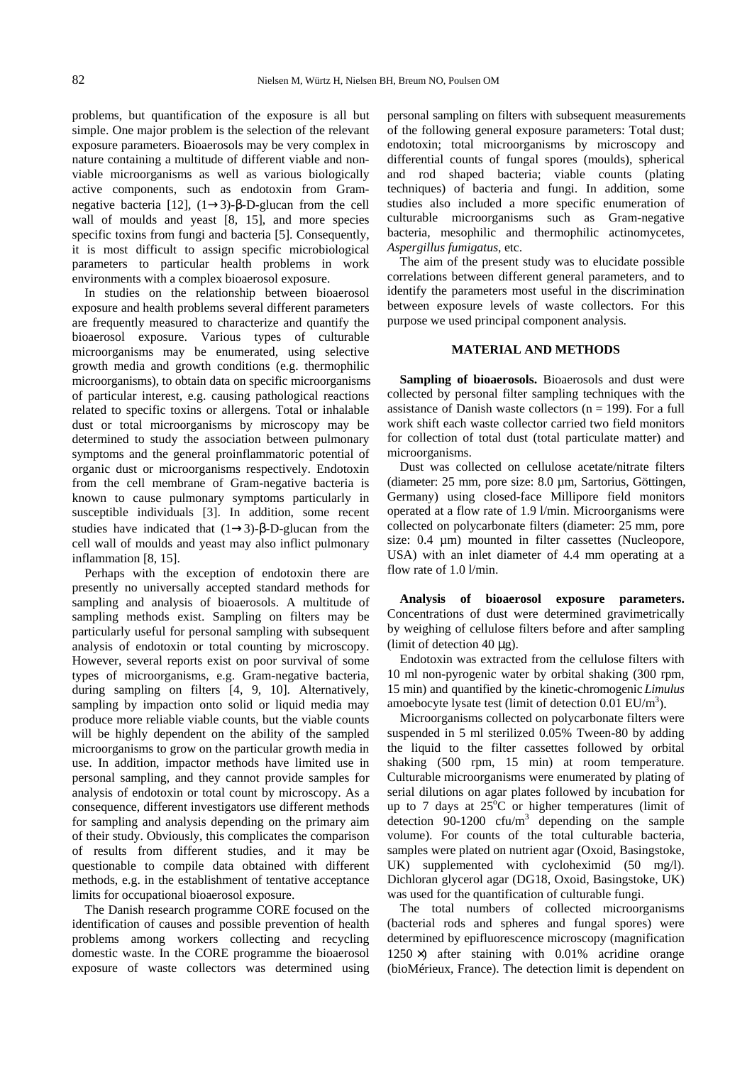problems, but quantification of the exposure is all but simple. One major problem is the selection of the relevant exposure parameters. Bioaerosols may be very complex in nature containing a multitude of different viable and non-viable microorganisms as well as various biologically active components, such as endotoxin from Gram-negative bacteria [12], (1→3)-β-D-glucan from the cell wall of moulds and yeast [8, 15], and more species specific toxins from fungi and bacteria [5]. Consequently, it is most difficult to assign specific microbiological parameters to particular health problems in work environments with a complex bioaerosol exposure.

In studies on the relationship between bioaerosol exposure and health problems several different parameters are frequently measured to characterize and quantify the bioaerosol exposure. Various types of culturable microorganisms may be enumerated, using selective growth media and growth conditions (e.g. thermophilic microorganisms), to obtain data on specific microorganisms of particular interest, e.g. causing pathological reactions related to specific toxins or allergens. Total or inhalable dust or total microorganisms by microscopy may be determined to study the association between pulmonary symptoms and the general proinflammatoric potential of organic dust or microorganisms respectively. Endotoxin from the cell membrane of Gram-negative bacteria is known to cause pulmonary symptoms particularly in susceptible individuals [3]. In addition, some recent studies have indicated that (1→3)-β-D-glucan from the cell wall of moulds and yeast may also inflict pulmonary inflammation [8, 15].

Perhaps with the exception of endotoxin there are presently no universally accepted standard methods for sampling and analysis of bioaerosols. A multitude of sampling methods exist. Sampling on filters may be particularly useful for personal sampling with subsequent analysis of endotoxin or total counting by microscopy. However, several reports exist on poor survival of some types of microorganisms, e.g. Gram-negative bacteria, during sampling on filters [4, 9, 10]. Alternatively, sampling by impaction onto solid or liquid media may produce more reliable viable counts, but the viable counts will be highly dependent on the ability of the sampled microorganisms to grow on the particular growth media in use. In addition, impactor methods have limited use in personal sampling, and they cannot provide samples for analysis of endotoxin or total count by microscopy. As a consequence, different investigators use different methods for sampling and analysis depending on the primary aim of their study. Obviously, this complicates the comparison of results from different studies, and it may be questionable to compile data obtained with different methods, e.g. in the establishment of tentative acceptance limits for occupational bioaerosol exposure.

The Danish research programme CORE focused on the identification of causes and possible prevention of health problems among workers collecting and recycling domestic waste. In the CORE programme the bioaerosol exposure of waste collectors was determined using personal sampling on filters with subsequent measurements of the following general exposure parameters: Total dust; endotoxin; total microorganisms by microscopy and differential counts of fungal spores (moulds), spherical and rod shaped bacteria; viable counts (plating techniques) of bacteria and fungi. In addition, some studies also included a more specific enumeration of culturable microorganisms such as Gram-negative bacteria, mesophilic and thermophilic actinomycetes, *Aspergillus fumigatus*, etc.

The aim of the present study was to elucidate possible correlations between different general parameters, and to identify the parameters most useful in the discrimination between exposure levels of waste collectors. For this purpose we used principal component analysis.

## MATERIAL AND METHODS

**Sampling of bioaerosols.** Bioaerosols and dust were collected by personal filter sampling techniques with the assistance of Danish waste collectors (n = 199). For a full work shift each waste collector carried two field monitors for collection of total dust (total particulate matter) and microorganisms.

Dust was collected on cellulose acetate/nitrate filters (diameter: 25 mm, pore size: 8.0 µm, Sartorius, Göttingen, Germany) using closed-face Millipore field monitors operated at a flow rate of 1.9 l/min. Microorganisms were collected on polycarbonate filters (diameter: 25 mm, pore size: 0.4 µm) mounted in filter cassettes (Nucleopore, USA) with an inlet diameter of 4.4 mm operating at a flow rate of 1.0 l/min.

**Analysis of bioaerosol exposure parameters.** Concentrations of dust were determined gravimetrically by weighing of cellulose filters before and after sampling (limit of detection 40 µg).

Endotoxin was extracted from the cellulose filters with 10 ml non-pyrogenic water by orbital shaking (300 rpm, 15 min) and quantified by the kinetic-chromogenic *Limulus* amoebocyte lysate test (limit of detection 0.01 EU/m$^3$).

Microorganisms collected on polycarbonate filters were suspended in 5 ml sterilized 0.05% Tween-80 by adding the liquid to the filter cassettes followed by orbital shaking (500 rpm, 15 min) at room temperature. Culturable microorganisms were enumerated by plating of serial dilutions on agar plates followed by incubation for up to 7 days at 25°C or higher temperatures (limit of detection 90-1200 cfu/m$^3$ depending on the sample volume). For counts of the total culturable bacteria, samples were plated on nutrient agar (Oxoid, Basingstoke, UK) supplemented with cycloheximid (50 mg/l). Dichloran glycerol agar (DG18, Oxoid, Basingstoke, UK) was used for the quantification of culturable fungi.

The total numbers of collected microorganisms (bacterial rods and spheres and fungal spores) were determined by epifluorescence microscopy (magnification 1250 ×) after staining with 0.01% acridine orange (bioMérieux, France). The detection limit is dependent on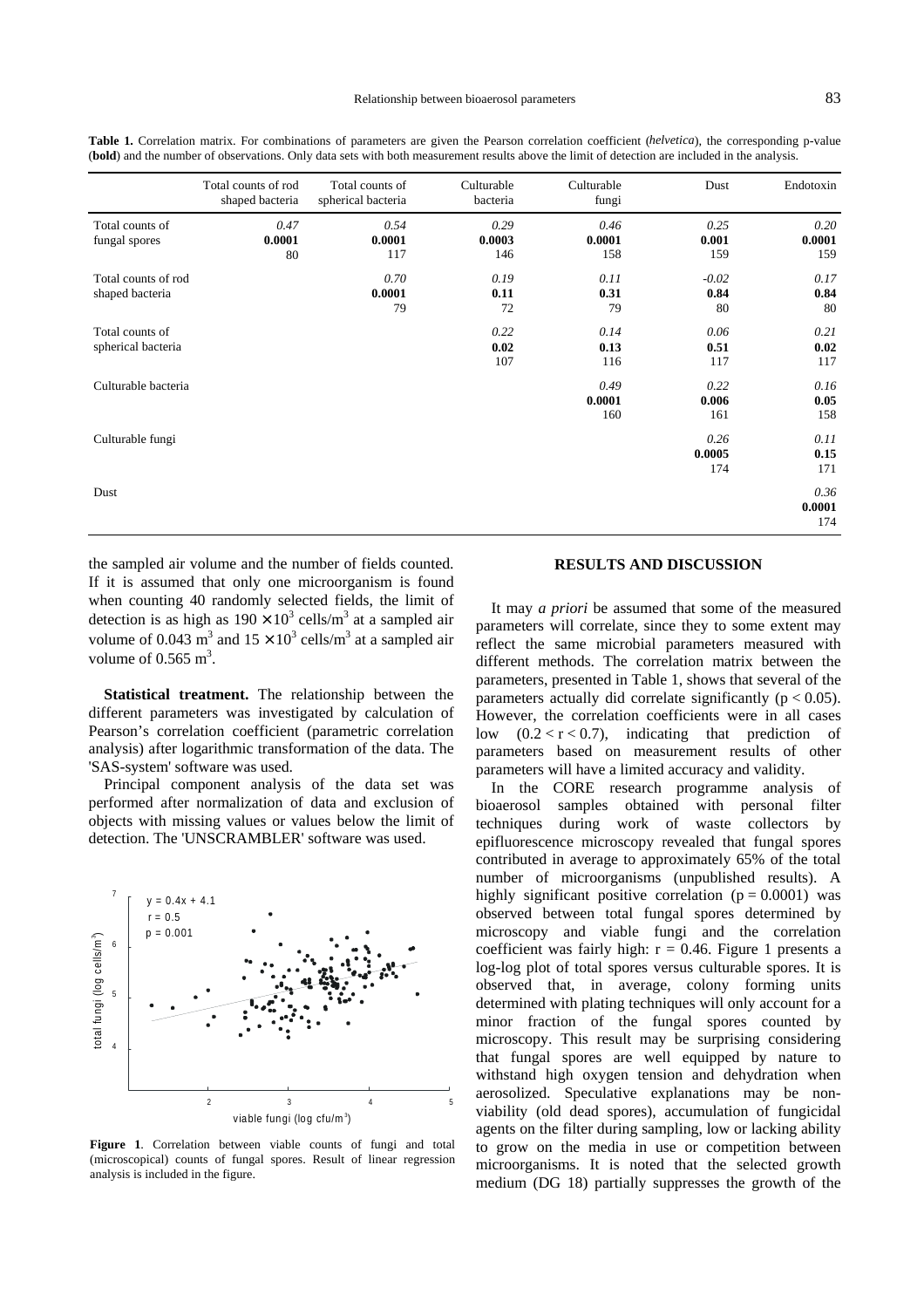**Table 1.** Correlation matrix. For combinations of parameters are given the Pearson correlation coefficient (*helvetica*), the corresponding p-value (**bold**) and the number of observations. Only data sets with both measurement results above the limit of detection are included in the analysis.

| | Total counts of rod shaped bacteria | Total counts of spherical bacteria | Culturable bacteria | Culturable fungi | Dust | Endotoxin |
|---|---|---|---|---|---|---|
| Total counts of fungal spores | *0.47*<br>**0.0001**<br>80 | *0.54*<br>**0.0001**<br>117 | *0.29*<br>**0.0003**<br>146 | *0.46*<br>**0.0001**<br>158 | *0.25*<br>**0.001**<br>159 | *0.20*<br>**0.0001**<br>159 |
| Total counts of rod shaped bacteria | | *0.70*<br>**0.0001**<br>79 | *0.19*<br>**0.11**<br>72 | *0.11*<br>**0.31**<br>79 | *-0.02*<br>**0.84**<br>80 | *0.17*<br>**0.84**<br>80 |
| Total counts of spherical bacteria | | | *0.22*<br>**0.02**<br>107 | *0.14*<br>**0.13**<br>116 | *0.06*<br>**0.51**<br>117 | *0.21*<br>**0.02**<br>117 |
| Culturable bacteria | | | | *0.49*<br>**0.0001**<br>160 | *0.22*<br>**0.006**<br>161 | *0.16*<br>**0.05**<br>158 |
| Culturable fungi | | | | | *0.26*<br>**0.0005**<br>174 | *0.11*<br>**0.15**<br>171 |
| Dust | | | | | | *0.36*<br>**0.0001**<br>174 |

the sampled air volume and the number of fields counted. If it is assumed that only one microorganism is found when counting 40 randomly selected fields, the limit of detection is as high as $190 \times 10^3$ cells/m$^3$ at a sampled air volume of 0.043 m$^3$ and $15 \times 10^3$ cells/m$^3$ at a sampled air volume of 0.565 m$^3$.

**Statistical treatment.** The relationship between the different parameters was investigated by calculation of Pearson's correlation coefficient (parametric correlation analysis) after logarithmic transformation of the data. The 'SAS-system' software was used.

Principal component analysis of the data set was performed after normalization of data and exclusion of objects with missing values or values below the limit of detection. The 'UNSCRAMBLER' software was used.

**Figure 1**. Correlation between viable counts of fungi and total (microscopical) counts of fungal spores. Result of linear regression analysis is included in the figure.

## RESULTS AND DISCUSSION

It may *a priori* be assumed that some of the measured parameters will correlate, since they to some extent may reflect the same microbial parameters measured with different methods. The correlation matrix between the parameters, presented in Table 1, shows that several of the parameters actually did correlate significantly ($p < 0.05$). However, the correlation coefficients were in all cases low ($0.2 < r < 0.7$), indicating that prediction of parameters based on measurement results of other parameters will have a limited accuracy and validity.

In the CORE research programme analysis of bioaerosol samples obtained with personal filter techniques during work of waste collectors by epifluorescence microscopy revealed that fungal spores contributed in average to approximately 65% of the total number of microorganisms (unpublished results). A highly significant positive correlation ($p = 0.0001$) was observed between total fungal spores determined by microscopy and viable fungi and the correlation coefficient was fairly high: $r = 0.46$. Figure 1 presents a log-log plot of total spores versus culturable spores. It is observed that, in average, colony forming units determined with plating techniques will only account for a minor fraction of the fungal spores counted by microscopy. This result may be surprising considering that fungal spores are well equipped by nature to withstand high oxygen tension and dehydration when aerosolized. Speculative explanations may be non-viability (old dead spores), accumulation of fungicidal agents on the filter during sampling, low or lacking ability to grow on the media in use or competition between microorganisms. It is noted that the selected growth medium (DG 18) partially suppresses the growth of the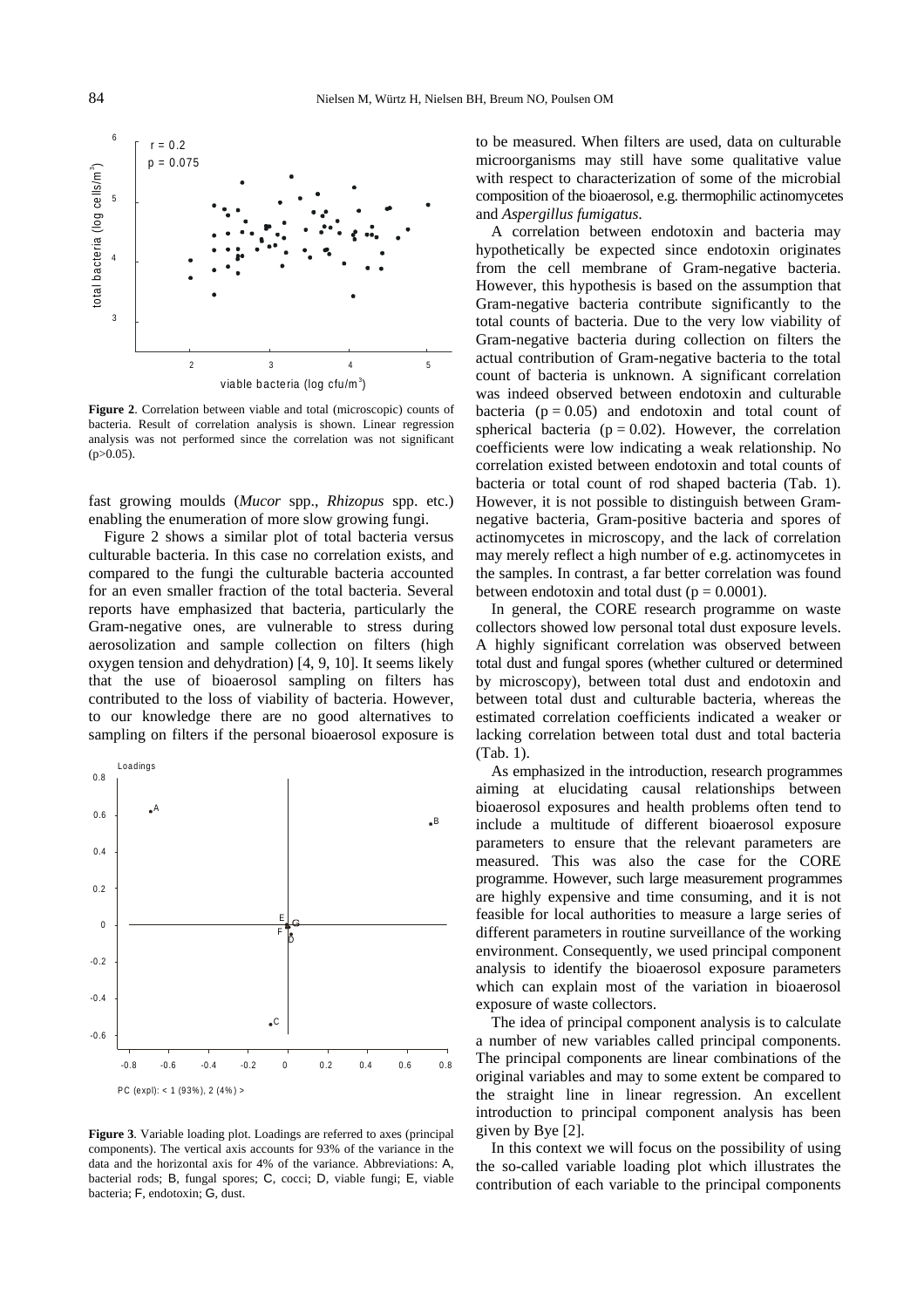**Figure 2**. Correlation between viable and total (microscopic) counts of bacteria. Result of correlation analysis is shown. Linear regression analysis was not performed since the correlation was not significant ($p>0.05$).

fast growing moulds (*Mucor* spp., *Rhizopus* spp. etc.) enabling the enumeration of more slow growing fungi.

Figure 2 shows a similar plot of total bacteria versus culturable bacteria. In this case no correlation exists, and compared to the fungi the culturable bacteria accounted for an even smaller fraction of the total bacteria. Several reports have emphasized that bacteria, particularly the Gram-negative ones, are vulnerable to stress during aerosolization and sample collection on filters (high oxygen tension and dehydration) [4, 9, 10]. It seems likely that the use of bioaerosol sampling on filters has contributed to the loss of viability of bacteria. However, to our knowledge there are no good alternatives to sampling on filters if the personal bioaerosol exposure is to be measured. When filters are used, data on culturable microorganisms may still have some qualitative value with respect to characterization of some of the microbial composition of the bioaerosol, e.g. thermophilic actinomycetes and *Aspergillus fumigatus*.

**Figure 3**. Variable loading plot. Loadings are referred to axes (principal components). The vertical axis accounts for 93% of the variance in the data and the horizontal axis for 4% of the variance. Abbreviations: A, bacterial rods; B, fungal spores; C, cocci; D, viable fungi; E, viable bacteria; F, endotoxin; G, dust.

A correlation between endotoxin and bacteria may hypothetically be expected since endotoxin originates from the cell membrane of Gram-negative bacteria. However, this hypothesis is based on the assumption that Gram-negative bacteria contribute significantly to the total counts of bacteria. Due to the very low viability of Gram-negative bacteria during collection on filters the actual contribution of Gram-negative bacteria to the total count of bacteria is unknown. A significant correlation was indeed observed between endotoxin and culturable bacteria ($p = 0.05$) and endotoxin and total count of spherical bacteria ($p = 0.02$). However, the correlation coefficients were low indicating a weak relationship. No correlation existed between endotoxin and total counts of bacteria or total count of rod shaped bacteria (Tab. 1). However, it is not possible to distinguish between Gram-negative bacteria, Gram-positive bacteria and spores of actinomycetes in microscopy, and the lack of correlation may merely reflect a high number of e.g. actinomycetes in the samples. In contrast, a far better correlation was found between endotoxin and total dust ($p = 0.0001$).

In general, the CORE research programme on waste collectors showed low personal total dust exposure levels. A highly significant correlation was observed between total dust and fungal spores (whether cultured or determined by microscopy), between total dust and endotoxin and between total dust and culturable bacteria, whereas the estimated correlation coefficients indicated a weaker or lacking correlation between total dust and total bacteria (Tab. 1).

As emphasized in the introduction, research programmes aiming at elucidating causal relationships between bioaerosol exposures and health problems often tend to include a multitude of different bioaerosol exposure parameters to ensure that the relevant parameters are measured. This was also the case for the CORE programme. However, such large measurement programmes are highly expensive and time consuming, and it is not feasible for local authorities to measure a large series of different parameters in routine surveillance of the working environment. Consequently, we used principal component analysis to identify the bioaerosol exposure parameters which can explain most of the variation in bioaerosol exposure of waste collectors.

The idea of principal component analysis is to calculate a number of new variables called principal components. The principal components are linear combinations of the original variables and may to some extent be compared to the straight line in linear regression. An excellent introduction to principal component analysis has been given by Bye [2].

In this context we will focus on the possibility of using the so-called variable loading plot which illustrates the contribution of each variable to the principal components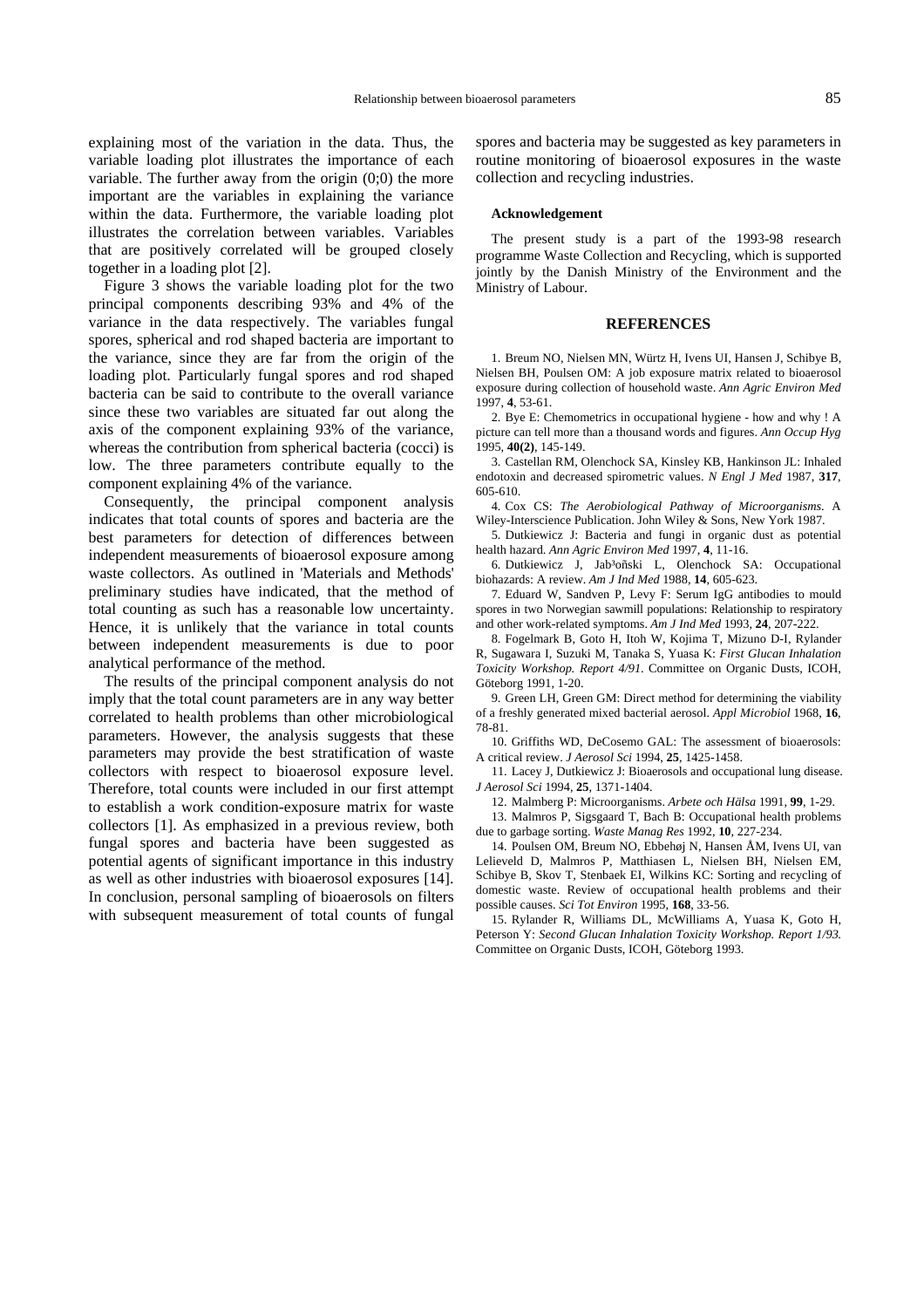explaining most of the variation in the data. Thus, the variable loading plot illustrates the importance of each variable. The further away from the origin (0;0) the more important are the variables in explaining the variance within the data. Furthermore, the variable loading plot illustrates the correlation between variables. Variables that are positively correlated will be grouped closely together in a loading plot [2].

Figure 3 shows the variable loading plot for the two principal components describing 93% and 4% of the variance in the data respectively. The variables fungal spores, spherical and rod shaped bacteria are important to the variance, since they are far from the origin of the loading plot. Particularly fungal spores and rod shaped bacteria can be said to contribute to the overall variance since these two variables are situated far out along the axis of the component explaining 93% of the variance, whereas the contribution from spherical bacteria (cocci) is low. The three parameters contribute equally to the component explaining 4% of the variance.

Consequently, the principal component analysis indicates that total counts of spores and bacteria are the best parameters for detection of differences between independent measurements of bioaerosol exposure among waste collectors. As outlined in 'Materials and Methods' preliminary studies have indicated, that the method of total counting as such has a reasonable low uncertainty. Hence, it is unlikely that the variance in total counts between independent measurements is due to poor analytical performance of the method.

The results of the principal component analysis do not imply that the total count parameters are in any way better correlated to health problems than other microbiological parameters. However, the analysis suggests that these parameters may provide the best stratification of waste collectors with respect to bioaerosol exposure level. Therefore, total counts were included in our first attempt to establish a work condition-exposure matrix for waste collectors [1]. As emphasized in a previous review, both fungal spores and bacteria have been suggested as potential agents of significant importance in this industry as well as other industries with bioaerosol exposures [14]. In conclusion, personal sampling of bioaerosols on filters with subsequent measurement of total counts of fungal spores and bacteria may be suggested as key parameters in routine monitoring of bioaerosol exposures in the waste collection and recycling industries.

#### Acknowledgement

The present study is a part of the 1993-98 research programme Waste Collection and Recycling, which is supported jointly by the Danish Ministry of the Environment and the Ministry of Labour.

## REFERENCES

1. Breum NO, Nielsen MN, Würtz H, Ivens UI, Hansen J, Schibye B, Nielsen BH, Poulsen OM: A job exposure matrix related to bioaerosol exposure during collection of household waste. *Ann Agric Environ Med* 1997, **4**, 53-61.
2. Bye E: Chemometrics in occupational hygiene - how and why ! A picture can tell more than a thousand words and figures. *Ann Occup Hyg* 1995, **40(2)**, 145-149.
3. Castellan RM, Olenchock SA, Kinsley KB, Hankinson JL: Inhaled endotoxin and decreased spirometric values. *N Engl J Med* 1987, **317**, 605-610.
4. Cox CS: *The Aerobiological Pathway of Microorganisms*. A Wiley-Interscience Publication. John Wiley & Sons, New York 1987.
5. Dutkiewicz J: Bacteria and fungi in organic dust as potential health hazard. *Ann Agric Environ Med* 1997, **4**, 11-16.
6. Dutkiewicz J, Jab³oñski L, Olenchock SA: Occupational biohazards: A review. *Am J Ind Med* 1988, **14**, 605-623.
7. Eduard W, Sandven P, Levy F: Serum IgG antibodies to mould spores in two Norwegian sawmill populations: Relationship to respiratory and other work-related symptoms. *Am J Ind Med* 1993, **24**, 207-222.
8. Fogelmark B, Goto H, Itoh W, Kojima T, Mizuno D-I, Rylander R, Sugawara I, Suzuki M, Tanaka S, Yuasa K: *First Glucan Inhalation Toxicity Workshop. Report 4/91*. Committee on Organic Dusts, ICOH, Göteborg 1991, 1-20.
9. Green LH, Green GM: Direct method for determining the viability of a freshly generated mixed bacterial aerosol. *Appl Microbiol* 1968, **16**, 78-81.
10. Griffiths WD, DeCosemo GAL: The assessment of bioaerosols: A critical review. *J Aerosol Sci* 1994, **25**, 1425-1458.
11. Lacey J, Dutkiewicz J: Bioaerosols and occupational lung disease. *J Aerosol Sci* 1994, **25**, 1371-1404.
12. Malmberg P: Microorganisms. *Arbete och Hälsa* 1991, **99**, 1-29.
13. Malmros P, Sigsgaard T, Bach B: Occupational health problems due to garbage sorting. *Waste Manag Res* 1992, **10**, 227-234.
14. Poulsen OM, Breum NO, Ebbehøj N, Hansen ÅM, Ivens UI, van Lelieveld D, Malmros P, Matthiasen L, Nielsen BH, Nielsen EM, Schibye B, Skov T, Stenbaek EI, Wilkins KC: Sorting and recycling of domestic waste. Review of occupational health problems and their possible causes. *Sci Tot Environ* 1995, **168**, 33-56.
15. Rylander R, Williams DL, McWilliams A, Yuasa K, Goto H, Peterson Y: *Second Glucan Inhalation Toxicity Workshop. Report 1/93.* Committee on Organic Dusts, ICOH, Göteborg 1993.